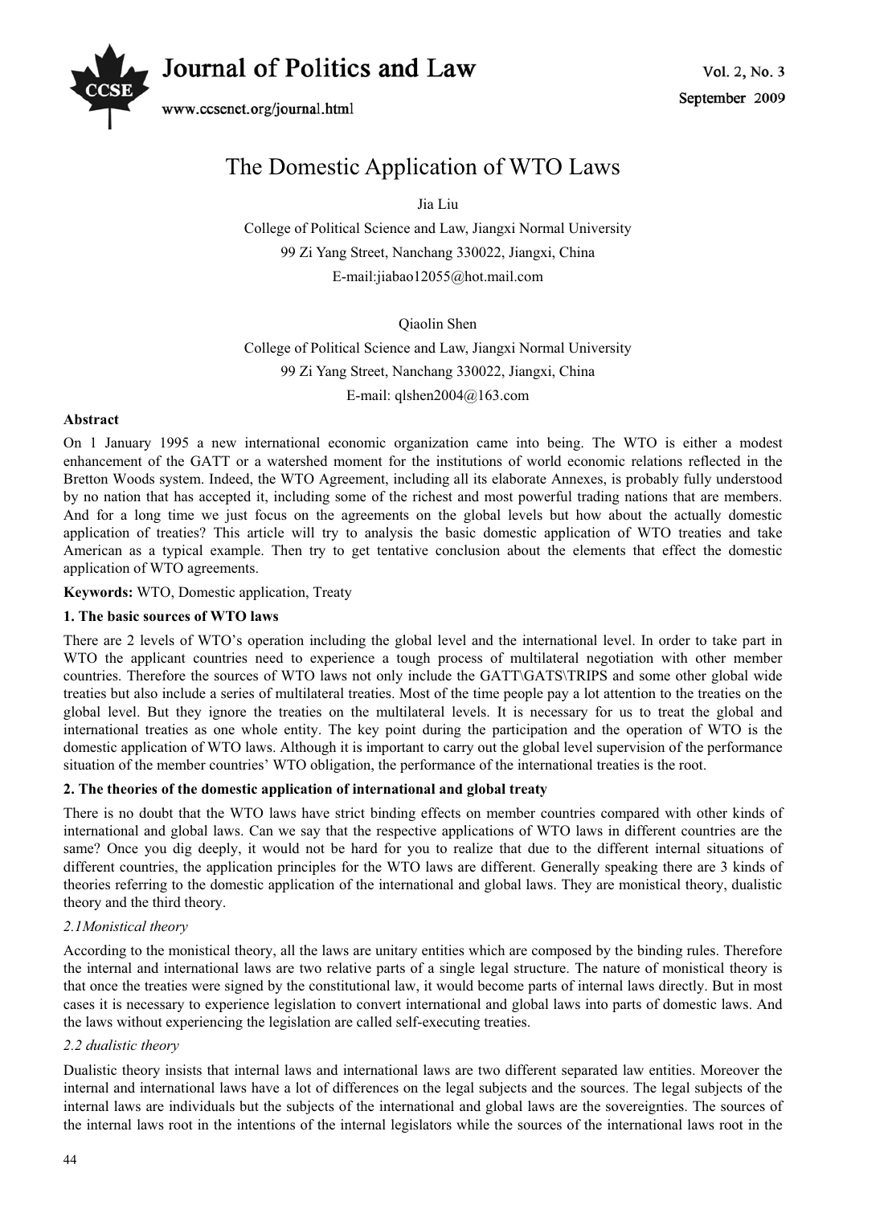# The Domestic Application of WTO Laws

Jia Liu

College of Political Science and Law, Jiangxi Normal University

99 Zi Yang Street, Nanchang 330022, Jiangxi, China

E-mail:jiabao12055@hot.mail.com

Qiaolin Shen

College of Political Science and Law, Jiangxi Normal University

99 Zi Yang Street, Nanchang 330022, Jiangxi, China

E-mail: qlshen2004@163.com

**Abstract**

On 1 January 1995 a new international economic organization came into being. The WTO is either a modest enhancement of the GATT or a watershed moment for the institutions of world economic relations reflected in the Bretton Woods system. Indeed, the WTO Agreement, including all its elaborate Annexes, is probably fully understood by no nation that has accepted it, including some of the richest and most powerful trading nations that are members. And for a long time we just focus on the agreements on the global levels but how about the actually domestic application of treaties? This article will try to analysis the basic domestic application of WTO treaties and take American as a typical example. Then try to get tentative conclusion about the elements that effect the domestic application of WTO agreements.

**Keywords:** WTO, Domestic application, Treaty

## 1. The basic sources of WTO laws

There are 2 levels of WTO's operation including the global level and the international level. In order to take part in WTO the applicant countries need to experience a tough process of multilateral negotiation with other member countries. Therefore the sources of WTO laws not only include the GATT\GATS\TRIPS and some other global wide treaties but also include a series of multilateral treaties. Most of the time people pay a lot attention to the treaties on the global level. But they ignore the treaties on the multilateral levels. It is necessary for us to treat the global and international treaties as one whole entity. The key point during the participation and the operation of WTO is the domestic application of WTO laws. Although it is important to carry out the global level supervision of the performance situation of the member countries' WTO obligation, the performance of the international treaties is the root.

## 2. The theories of the domestic application of international and global treaty

There is no doubt that the WTO laws have strict binding effects on member countries compared with other kinds of international and global laws. Can we say that the respective applications of WTO laws in different countries are the same? Once you dig deeply, it would not be hard for you to realize that due to the different internal situations of different countries, the application principles for the WTO laws are different. Generally speaking there are 3 kinds of theories referring to the domestic application of the international and global laws. They are monistical theory, dualistic theory and the third theory.

### *2.1Monistical theory*

According to the monistical theory, all the laws are unitary entities which are composed by the binding rules. Therefore the internal and international laws are two relative parts of a single legal structure. The nature of monistical theory is that once the treaties were signed by the constitutional law, it would become parts of internal laws directly. But in most cases it is necessary to experience legislation to convert international and global laws into parts of domestic laws. And the laws without experiencing the legislation are called self-executing treaties.

### *2.2 dualistic theory*

Dualistic theory insists that internal laws and international laws are two different separated law entities. Moreover the internal and international laws have a lot of differences on the legal subjects and the sources. The legal subjects of the internal laws are individuals but the subjects of the international and global laws are the sovereignties. The sources of the internal laws root in the intentions of the internal legislators while the sources of the international laws root in the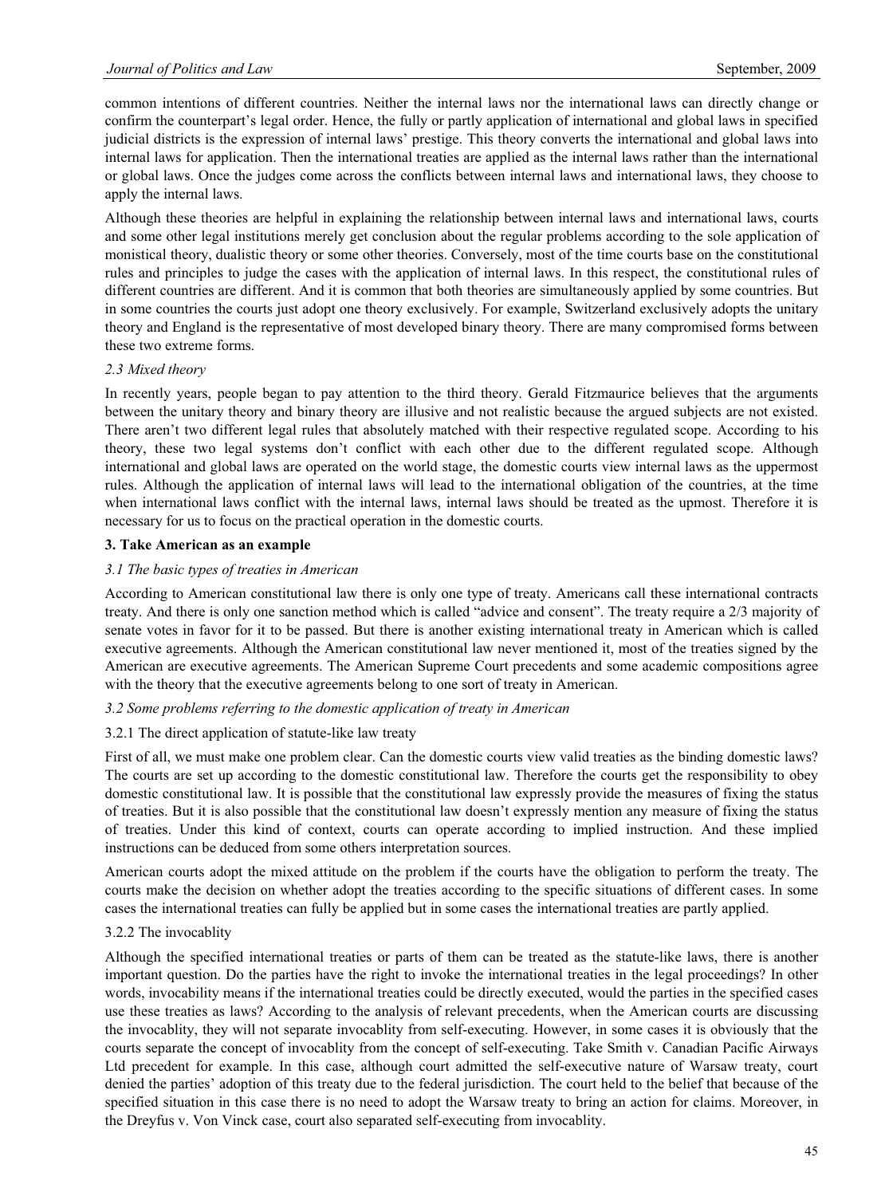common intentions of different countries. Neither the internal laws nor the international laws can directly change or confirm the counterpart's legal order. Hence, the fully or partly application of international and global laws in specified judicial districts is the expression of internal laws' prestige. This theory converts the international and global laws into internal laws for application. Then the international treaties are applied as the internal laws rather than the international or global laws. Once the judges come across the conflicts between internal laws and international laws, they choose to apply the internal laws.

Although these theories are helpful in explaining the relationship between internal laws and international laws, courts and some other legal institutions merely get conclusion about the regular problems according to the sole application of monistical theory, dualistic theory or some other theories. Conversely, most of the time courts base on the constitutional rules and principles to judge the cases with the application of internal laws. In this respect, the constitutional rules of different countries are different. And it is common that both theories are simultaneously applied by some countries. But in some countries the courts just adopt one theory exclusively. For example, Switzerland exclusively adopts the unitary theory and England is the representative of most developed binary theory. There are many compromised forms between these two extreme forms.

*2.3 Mixed theory*

In recently years, people began to pay attention to the third theory. Gerald Fitzmaurice believes that the arguments between the unitary theory and binary theory are illusive and not realistic because the argued subjects are not existed. There aren't two different legal rules that absolutely matched with their respective regulated scope. According to his theory, these two legal systems don't conflict with each other due to the different regulated scope. Although international and global laws are operated on the world stage, the domestic courts view internal laws as the uppermost rules. Although the application of internal laws will lead to the international obligation of the countries, at the time when international laws conflict with the internal laws, internal laws should be treated as the upmost. Therefore it is necessary for us to focus on the practical operation in the domestic courts.

## 3. Take American as an example

*3.1 The basic types of treaties in American*

According to American constitutional law there is only one type of treaty. Americans call these international contracts treaty. And there is only one sanction method which is called "advice and consent". The treaty require a 2/3 majority of senate votes in favor for it to be passed. But there is another existing international treaty in American which is called executive agreements. Although the American constitutional law never mentioned it, most of the treaties signed by the American are executive agreements. The American Supreme Court precedents and some academic compositions agree with the theory that the executive agreements belong to one sort of treaty in American.

*3.2 Some problems referring to the domestic application of treaty in American*

3.2.1 The direct application of statute-like law treaty

First of all, we must make one problem clear. Can the domestic courts view valid treaties as the binding domestic laws? The courts are set up according to the domestic constitutional law. Therefore the courts get the responsibility to obey domestic constitutional law. It is possible that the constitutional law expressly provide the measures of fixing the status of treaties. But it is also possible that the constitutional law doesn't expressly mention any measure of fixing the status of treaties. Under this kind of context, courts can operate according to implied instruction. And these implied instructions can be deduced from some others interpretation sources.

American courts adopt the mixed attitude on the problem if the courts have the obligation to perform the treaty. The courts make the decision on whether adopt the treaties according to the specific situations of different cases. In some cases the international treaties can fully be applied but in some cases the international treaties are partly applied.

3.2.2 The invocablity

Although the specified international treaties or parts of them can be treated as the statute-like laws, there is another important question. Do the parties have the right to invoke the international treaties in the legal proceedings? In other words, invocability means if the international treaties could be directly executed, would the parties in the specified cases use these treaties as laws? According to the analysis of relevant precedents, when the American courts are discussing the invocablity, they will not separate invocablity from self-executing. However, in some cases it is obviously that the courts separate the concept of invocablity from the concept of self-executing. Take Smith v. Canadian Pacific Airways Ltd precedent for example. In this case, although court admitted the self-executive nature of Warsaw treaty, court denied the parties' adoption of this treaty due to the federal jurisdiction. The court held to the belief that because of the specified situation in this case there is no need to adopt the Warsaw treaty to bring an action for claims. Moreover, in the Dreyfus v. Von Vinck case, court also separated self-executing from invocablity.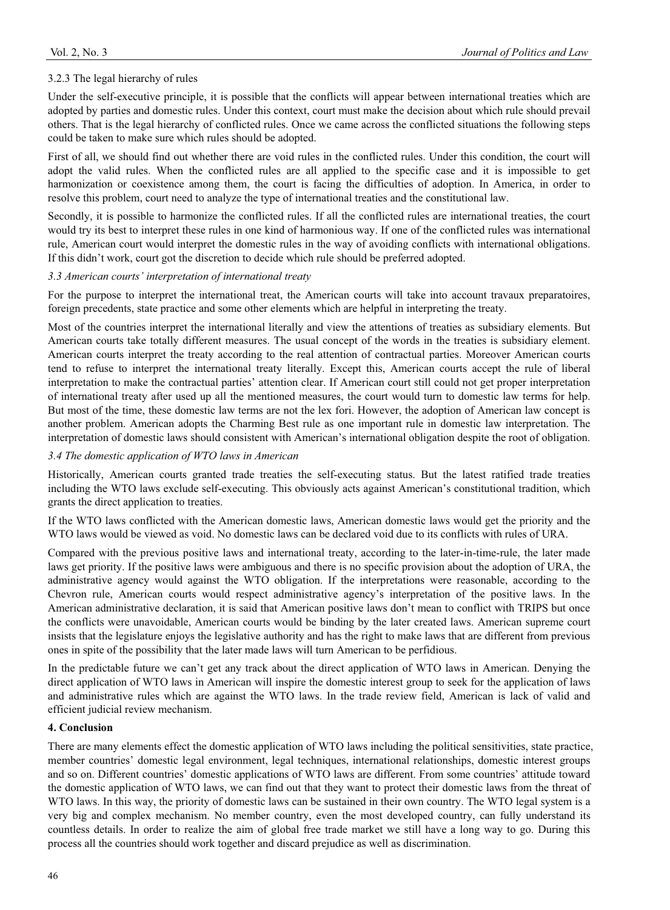3.2.3 The legal hierarchy of rules

Under the self-executive principle, it is possible that the conflicts will appear between international treaties which are adopted by parties and domestic rules. Under this context, court must make the decision about which rule should prevail others. That is the legal hierarchy of conflicted rules. Once we came across the conflicted situations the following steps could be taken to make sure which rules should be adopted.

First of all, we should find out whether there are void rules in the conflicted rules. Under this condition, the court will adopt the valid rules. When the conflicted rules are all applied to the specific case and it is impossible to get harmonization or coexistence among them, the court is facing the difficulties of adoption. In America, in order to resolve this problem, court need to analyze the type of international treaties and the constitutional law.

Secondly, it is possible to harmonize the conflicted rules. If all the conflicted rules are international treaties, the court would try its best to interpret these rules in one kind of harmonious way. If one of the conflicted rules was international rule, American court would interpret the domestic rules in the way of avoiding conflicts with international obligations. If this didn't work, court got the discretion to decide which rule should be preferred adopted.

*3.3 American courts' interpretation of international treaty*

For the purpose to interpret the international treat, the American courts will take into account travaux preparatoires, foreign precedents, state practice and some other elements which are helpful in interpreting the treaty.

Most of the countries interpret the international literally and view the attentions of treaties as subsidiary elements. But American courts take totally different measures. The usual concept of the words in the treaties is subsidiary element. American courts interpret the treaty according to the real attention of contractual parties. Moreover American courts tend to refuse to interpret the international treaty literally. Except this, American courts accept the rule of liberal interpretation to make the contractual parties' attention clear. If American court still could not get proper interpretation of international treaty after used up all the mentioned measures, the court would turn to domestic law terms for help. But most of the time, these domestic law terms are not the lex fori. However, the adoption of American law concept is another problem. American adopts the Charming Best rule as one important rule in domestic law interpretation. The interpretation of domestic laws should consistent with American's international obligation despite the root of obligation.

*3.4 The domestic application of WTO laws in American*

Historically, American courts granted trade treaties the self-executing status. But the latest ratified trade treaties including the WTO laws exclude self-executing. This obviously acts against American's constitutional tradition, which grants the direct application to treaties.

If the WTO laws conflicted with the American domestic laws, American domestic laws would get the priority and the WTO laws would be viewed as void. No domestic laws can be declared void due to its conflicts with rules of URA.

Compared with the previous positive laws and international treaty, according to the later-in-time-rule, the later made laws get priority. If the positive laws were ambiguous and there is no specific provision about the adoption of URA, the administrative agency would against the WTO obligation. If the interpretations were reasonable, according to the Chevron rule, American courts would respect administrative agency's interpretation of the positive laws. In the American administrative declaration, it is said that American positive laws don't mean to conflict with TRIPS but once the conflicts were unavoidable, American courts would be binding by the later created laws. American supreme court insists that the legislature enjoys the legislative authority and has the right to make laws that are different from previous ones in spite of the possibility that the later made laws will turn American to be perfidious.

In the predictable future we can't get any track about the direct application of WTO laws in American. Denying the direct application of WTO laws in American will inspire the domestic interest group to seek for the application of laws and administrative rules which are against the WTO laws. In the trade review field, American is lack of valid and efficient judicial review mechanism.

**4. Conclusion**

There are many elements effect the domestic application of WTO laws including the political sensitivities, state practice, member countries' domestic legal environment, legal techniques, international relationships, domestic interest groups and so on. Different countries' domestic applications of WTO laws are different. From some countries' attitude toward the domestic application of WTO laws, we can find out that they want to protect their domestic laws from the threat of WTO laws. In this way, the priority of domestic laws can be sustained in their own country. The WTO legal system is a very big and complex mechanism. No member country, even the most developed country, can fully understand its countless details. In order to realize the aim of global free trade market we still have a long way to go. During this process all the countries should work together and discard prejudice as well as discrimination.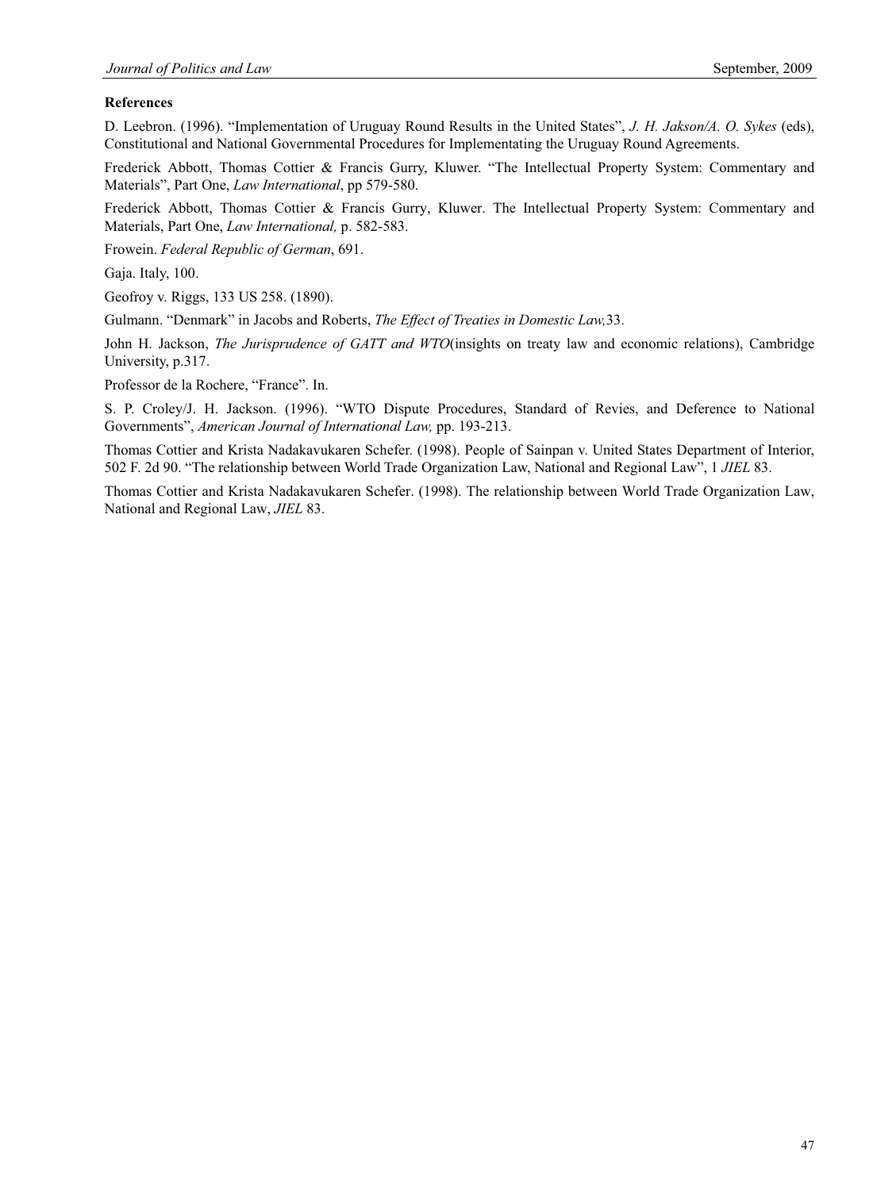**References**

D. Leebron. (1996). "Implementation of Uruguay Round Results in the United States", *J. H. Jakson/A. O. Sykes* (eds), Constitutional and National Governmental Procedures for Implementating the Uruguay Round Agreements.

Frederick Abbott, Thomas Cottier & Francis Gurry, Kluwer. "The Intellectual Property System: Commentary and Materials", Part One, *Law International*, pp 579-580.

Frederick Abbott, Thomas Cottier & Francis Gurry, Kluwer. The Intellectual Property System: Commentary and Materials, Part One, *Law International,* p. 582-583.

Frowein. *Federal Republic of German*, 691.

Gaja. Italy, 100.

Geofroy v. Riggs, 133 US 258. (1890).

Gulmann. "Denmark" in Jacobs and Roberts, *The Effect of Treaties in Domestic Law,*33.

John H. Jackson, *The Jurisprudence of GATT and WTO*(insights on treaty law and economic relations), Cambridge University, p.317.

Professor de la Rochere, "France". In.

S. P. Croley/J. H. Jackson. (1996). "WTO Dispute Procedures, Standard of Revies, and Deference to National Governments", *American Journal of International Law,* pp. 193-213.

Thomas Cottier and Krista Nadakavukaren Schefer. (1998). People of Sainpan v. United States Department of Interior, 502 F. 2d 90. "The relationship between World Trade Organization Law, National and Regional Law", 1 *JIEL* 83.

Thomas Cottier and Krista Nadakavukaren Schefer. (1998). The relationship between World Trade Organization Law, National and Regional Law, *JIEL* 83.